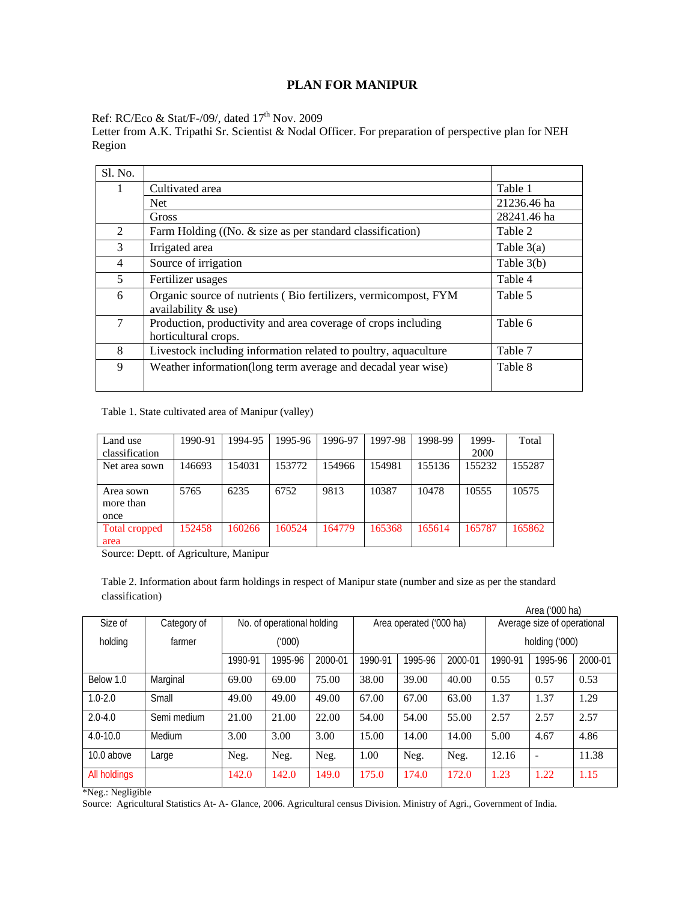# PLAN FOR MANIPUR

Ref: RC/Eco & Stat/F-/09/, dated 17[th] Nov. 2009
Letter from A.K. Tripathi Sr. Scientist & Nodal Officer. For preparation of perspective plan for NEH Region

| Sl. No. | | |
|---|---|---|
| 1 | Cultivated area | Table 1 |
| | Net | 21236.46 ha |
| | Gross | 28241.46 ha |
| 2 | Farm Holding ((No. & size as per standard classification) | Table 2 |
| 3 | Irrigated area | Table 3(a) |
| 4 | Source of irrigation | Table 3(b) |
| 5 | Fertilizer usages | Table 4 |
| 6 | Organic source of nutrients ( Bio fertilizers, vermicompost, FYM availability & use) | Table 5 |
| 7 | Production, productivity and area coverage of crops including horticultural crops. | Table 6 |
| 8 | Livestock including information related to poultry, aquaculture | Table 7 |
| 9 | Weather information(long term average and decadal year wise) | Table 8 |

Table 1. State cultivated area of Manipur (valley)

| Land use classification | 1990-91 | 1994-95 | 1995-96 | 1996-97 | 1997-98 | 1998-99 | 1999-2000 | Total |
|---|---|---|---|---|---|---|---|---|
| Net area sown | 146693 | 154031 | 153772 | 154966 | 154981 | 155136 | 155232 | 155287 |
| Area sown more than once | 5765 | 6235 | 6752 | 9813 | 10387 | 10478 | 10555 | 10575 |
| Total cropped area | 152458 | 160266 | 160524 | 164779 | 165368 | 165614 | 165787 | 165862 |

Source: Deptt. of Agriculture, Manipur

Table 2. Information about farm holdings in respect of Manipur state (number and size as per the standard classification)

Area ('000 ha)

| Size of holding | Category of farmer | No. of operational holding ('000) | | | Area operated ('000 ha) | | | Average size of operational holding ('000) | | |
|---|---|---|---|---|---|---|---|---|---|---|
| | | 1990-91 | 1995-96 | 2000-01 | 1990-91 | 1995-96 | 2000-01 | 1990-91 | 1995-96 | 2000-01 |
| Below 1.0 | Marginal | 69.00 | 69.00 | 75.00 | 38.00 | 39.00 | 40.00 | 0.55 | 0.57 | 0.53 |
| 1.0-2.0 | Small | 49.00 | 49.00 | 49.00 | 67.00 | 67.00 | 63.00 | 1.37 | 1.37 | 1.29 |
| 2.0-4.0 | Semi medium | 21.00 | 21.00 | 22.00 | 54.00 | 54.00 | 55.00 | 2.57 | 2.57 | 2.57 |
| 4.0-10.0 | Medium | 3.00 | 3.00 | 3.00 | 15.00 | 14.00 | 14.00 | 5.00 | 4.67 | 4.86 |
| 10.0 above | Large | Neg. | Neg. | Neg. | 1.00 | Neg. | Neg. | 12.16 | - | 11.38 |
| All holdings | | 142.0 | 142.0 | 149.0 | 175.0 | 174.0 | 172.0 | 1.23 | 1.22 | 1.15 |

*Neg.: Negligible
Source: Agricultural Statistics At- A- Glance, 2006. Agricultural census Division. Ministry of Agri., Government of India.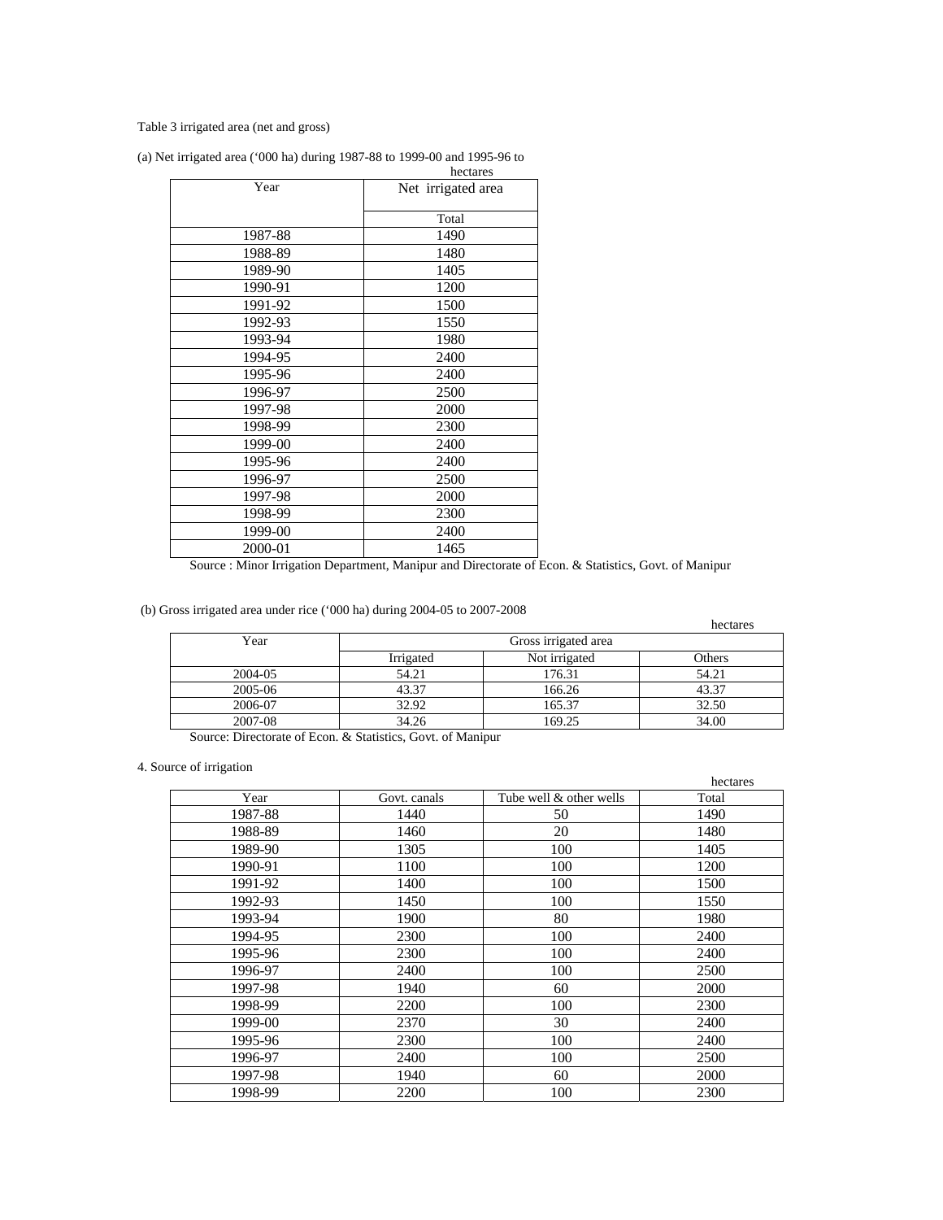Table 3 irrigated area (net and gross)

(a) Net irrigated area ('000 ha) during 1987-88 to 1999-00 and 1995-96 to

hectares

| Year | Net irrigated area |
|---|---|
| | Total |
| 1987-88 | 1490 |
| 1988-89 | 1480 |
| 1989-90 | 1405 |
| 1990-91 | 1200 |
| 1991-92 | 1500 |
| 1992-93 | 1550 |
| 1993-94 | 1980 |
| 1994-95 | 2400 |
| 1995-96 | 2400 |
| 1996-97 | 2500 |
| 1997-98 | 2000 |
| 1998-99 | 2300 |
| 1999-00 | 2400 |
| 1995-96 | 2400 |
| 1996-97 | 2500 |
| 1997-98 | 2000 |
| 1998-99 | 2300 |
| 1999-00 | 2400 |
| 2000-01 | 1465 |

Source : Minor Irrigation Department, Manipur and Directorate of Econ. & Statistics, Govt. of Manipur

(b) Gross irrigated area under rice ('000 ha) during 2004-05 to 2007-2008

hectares

| Year | Gross irrigated area | | |
|---|---|---|---|
| | Irrigated | Not irrigated | Others |
| 2004-05 | 54.21 | 176.31 | 54.21 |
| 2005-06 | 43.37 | 166.26 | 43.37 |
| 2006-07 | 32.92 | 165.37 | 32.50 |
| 2007-08 | 34.26 | 169.25 | 34.00 |

Source: Directorate of Econ. & Statistics, Govt. of Manipur

4. Source of irrigation

hectares

| Year | Govt. canals | Tube well & other wells | Total |
|---|---|---|---|
| 1987-88 | 1440 | 50 | 1490 |
| 1988-89 | 1460 | 20 | 1480 |
| 1989-90 | 1305 | 100 | 1405 |
| 1990-91 | 1100 | 100 | 1200 |
| 1991-92 | 1400 | 100 | 1500 |
| 1992-93 | 1450 | 100 | 1550 |
| 1993-94 | 1900 | 80 | 1980 |
| 1994-95 | 2300 | 100 | 2400 |
| 1995-96 | 2300 | 100 | 2400 |
| 1996-97 | 2400 | 100 | 2500 |
| 1997-98 | 1940 | 60 | 2000 |
| 1998-99 | 2200 | 100 | 2300 |
| 1999-00 | 2370 | 30 | 2400 |
| 1995-96 | 2300 | 100 | 2400 |
| 1996-97 | 2400 | 100 | 2500 |
| 1997-98 | 1940 | 60 | 2000 |
| 1998-99 | 2200 | 100 | 2300 |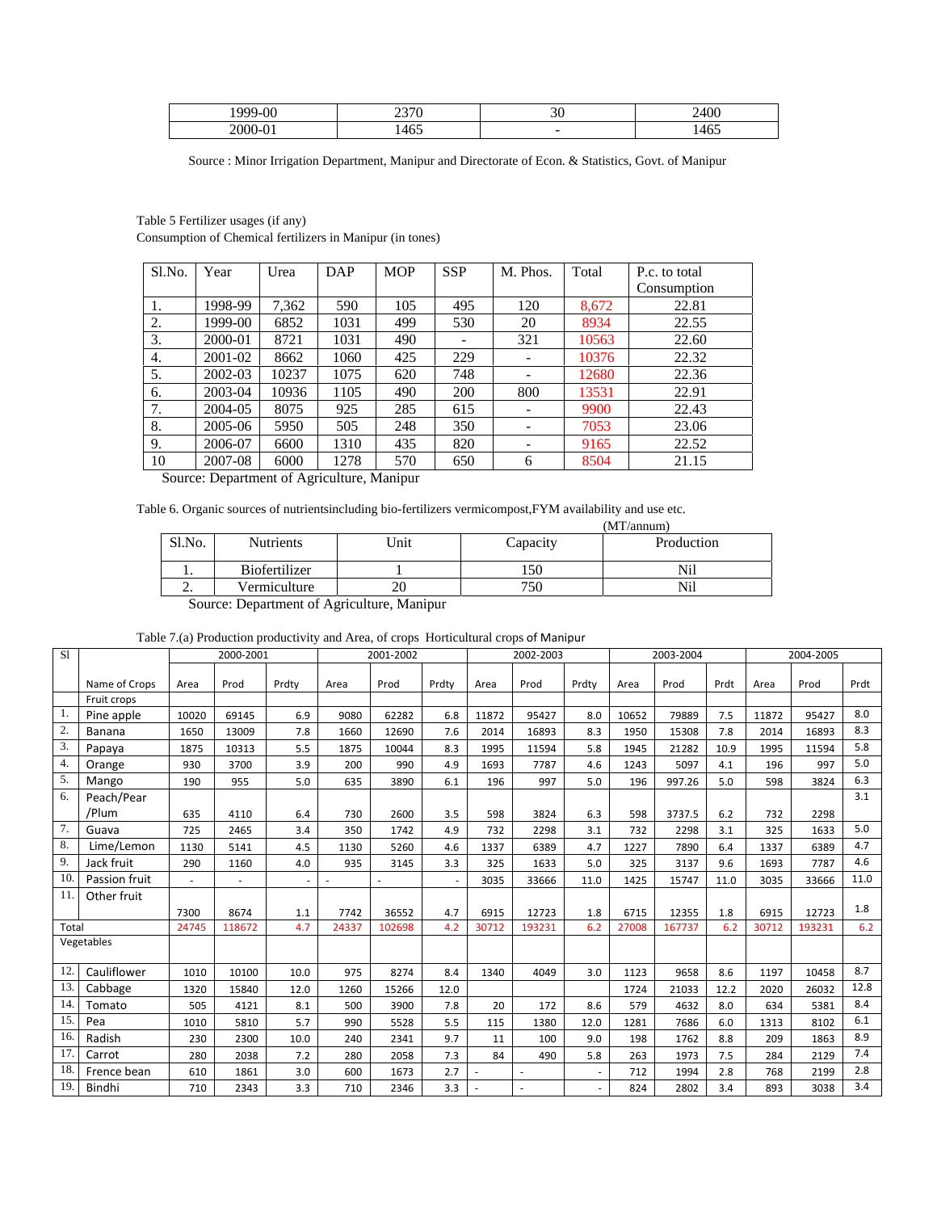| 1999-00 | 2370 | 30 | 2400 |
|---|---|---|---|
| 2000-01 | 1465 | - | 1465 |

Source : Minor Irrigation Department, Manipur and Directorate of Econ. & Statistics, Govt. of Manipur

Table 5 Fertilizer usages (if any)
Consumption of Chemical fertilizers in Manipur (in tones)

| Sl.No. | Year | Urea | DAP | MOP | SSP | M. Phos. | Total | P.c. to total Consumption |
|---|---|---|---|---|---|---|---|---|
| 1. | 1998-99 | 7,362 | 590 | 105 | 495 | 120 | 8,672 | 22.81 |
| 2. | 1999-00 | 6852 | 1031 | 499 | 530 | 20 | 8934 | 22.55 |
| 3. | 2000-01 | 8721 | 1031 | 490 | - | 321 | 10563 | 22.60 |
| 4. | 2001-02 | 8662 | 1060 | 425 | 229 | - | 10376 | 22.32 |
| 5. | 2002-03 | 10237 | 1075 | 620 | 748 | - | 12680 | 22.36 |
| 6. | 2003-04 | 10936 | 1105 | 490 | 200 | 800 | 13531 | 22.91 |
| 7. | 2004-05 | 8075 | 925 | 285 | 615 | - | 9900 | 22.43 |
| 8. | 2005-06 | 5950 | 505 | 248 | 350 | - | 7053 | 23.06 |
| 9. | 2006-07 | 6600 | 1310 | 435 | 820 | - | 9165 | 22.52 |
| 10 | 2007-08 | 6000 | 1278 | 570 | 650 | 6 | 8504 | 21.15 |

Source: Department of Agriculture, Manipur

Table 6. Organic sources of nutrientsincluding bio-fertilizers vermicompost,FYM availability and use etc.

(MT/annum)

| Sl.No. | Nutrients | Unit | Capacity | Production |
|---|---|---|---|---|
| 1. | Biofertilizer | 1 | 150 | Nil |
| 2. | Vermiculture | 20 | 750 | Nil |

Source: Department of Agriculture, Manipur

Table 7.(a) Production productivity and Area, of crops Horticultural crops of Manipur

| Sl | Name of Crops | 2000-2001 | | | 2001-2002 | | | 2002-2003 | | | 2003-2004 | | | 2004-2005 | | |
|---|---|---|---|---|---|---|---|---|---|---|---|---|---|---|---|---|
| | | Area | Prod | Prdty | Area | Prod | Prdty | Area | Prod | Prdty | Area | Prod | Prdt | Area | Prod | Prdt |
| | Fruit crops | | | | | | | | | | | | | | | |
| 1. | Pine apple | 10020 | 69145 | 6.9 | 9080 | 62282 | 6.8 | 11872 | 95427 | 8.0 | 10652 | 79889 | 7.5 | 11872 | 95427 | 8.0 |
| 2. | Banana | 1650 | 13009 | 7.8 | 1660 | 12690 | 7.6 | 2014 | 16893 | 8.3 | 1950 | 15308 | 7.8 | 2014 | 16893 | 8.3 |
| 3. | Papaya | 1875 | 10313 | 5.5 | 1875 | 10044 | 8.3 | 1995 | 11594 | 5.8 | 1945 | 21282 | 10.9 | 1995 | 11594 | 5.8 |
| 4. | Orange | 930 | 3700 | 3.9 | 200 | 990 | 4.9 | 1693 | 7787 | 4.6 | 1243 | 5097 | 4.1 | 196 | 997 | 5.0 |
| 5. | Mango | 190 | 955 | 5.0 | 635 | 3890 | 6.1 | 196 | 997 | 5.0 | 196 | 997.26 | 5.0 | 598 | 3824 | 6.3 |
| 6. | Peach/Pear /Plum | 635 | 4110 | 6.4 | 730 | 2600 | 3.5 | 598 | 3824 | 6.3 | 598 | 3737.5 | 6.2 | 732 | 2298 | 3.1 |
| 7. | Guava | 725 | 2465 | 3.4 | 350 | 1742 | 4.9 | 732 | 2298 | 3.1 | 732 | 2298 | 3.1 | 325 | 1633 | 5.0 |
| 8. | Lime/Lemon | 1130 | 5141 | 4.5 | 1130 | 5260 | 4.6 | 1337 | 6389 | 4.7 | 1227 | 7890 | 6.4 | 1337 | 6389 | 4.7 |
| 9. | Jack fruit | 290 | 1160 | 4.0 | 935 | 3145 | 3.3 | 325 | 1633 | 5.0 | 325 | 3137 | 9.6 | 1693 | 7787 | 4.6 |
| 10. | Passion fruit | - | - | - | - | - | - | 3035 | 33666 | 11.0 | 1425 | 15747 | 11.0 | 3035 | 33666 | 11.0 |
| 11. | Other fruit | 7300 | 8674 | 1.1 | 7742 | 36552 | 4.7 | 6915 | 12723 | 1.8 | 6715 | 12355 | 1.8 | 6915 | 12723 | 1.8 |
| Total | | 24745 | 118672 | 4.7 | 24337 | 102698 | 4.2 | 30712 | 193231 | 6.2 | 27008 | 167737 | 6.2 | 30712 | 193231 | 6.2 |
| | Vegetables | | | | | | | | | | | | | | | |
| 12. | Cauliflower | 1010 | 10100 | 10.0 | 975 | 8274 | 8.4 | 1340 | 4049 | 3.0 | 1123 | 9658 | 8.6 | 1197 | 10458 | 8.7 |
| 13. | Cabbage | 1320 | 15840 | 12.0 | 1260 | 15266 | 12.0 | | | | 1724 | 21033 | 12.2 | 2020 | 26032 | 12.8 |
| 14. | Tomato | 505 | 4121 | 8.1 | 500 | 3900 | 7.8 | 20 | 172 | 8.6 | 579 | 4632 | 8.0 | 634 | 5381 | 8.4 |
| 15. | Pea | 1010 | 5810 | 5.7 | 990 | 5528 | 5.5 | 115 | 1380 | 12.0 | 1281 | 7686 | 6.0 | 1313 | 8102 | 6.1 |
| 16. | Radish | 230 | 2300 | 10.0 | 240 | 2341 | 9.7 | 11 | 100 | 9.0 | 198 | 1762 | 8.8 | 209 | 1863 | 8.9 |
| 17. | Carrot | 280 | 2038 | 7.2 | 280 | 2058 | 7.3 | 84 | 490 | 5.8 | 263 | 1973 | 7.5 | 284 | 2129 | 7.4 |
| 18. | Frence bean | 610 | 1861 | 3.0 | 600 | 1673 | 2.7 | - | - | - | 712 | 1994 | 2.8 | 768 | 2199 | 2.8 |
| 19. | Bindhi | 710 | 2343 | 3.3 | 710 | 2346 | 3.3 | - | - | - | 824 | 2802 | 3.4 | 893 | 3038 | 3.4 |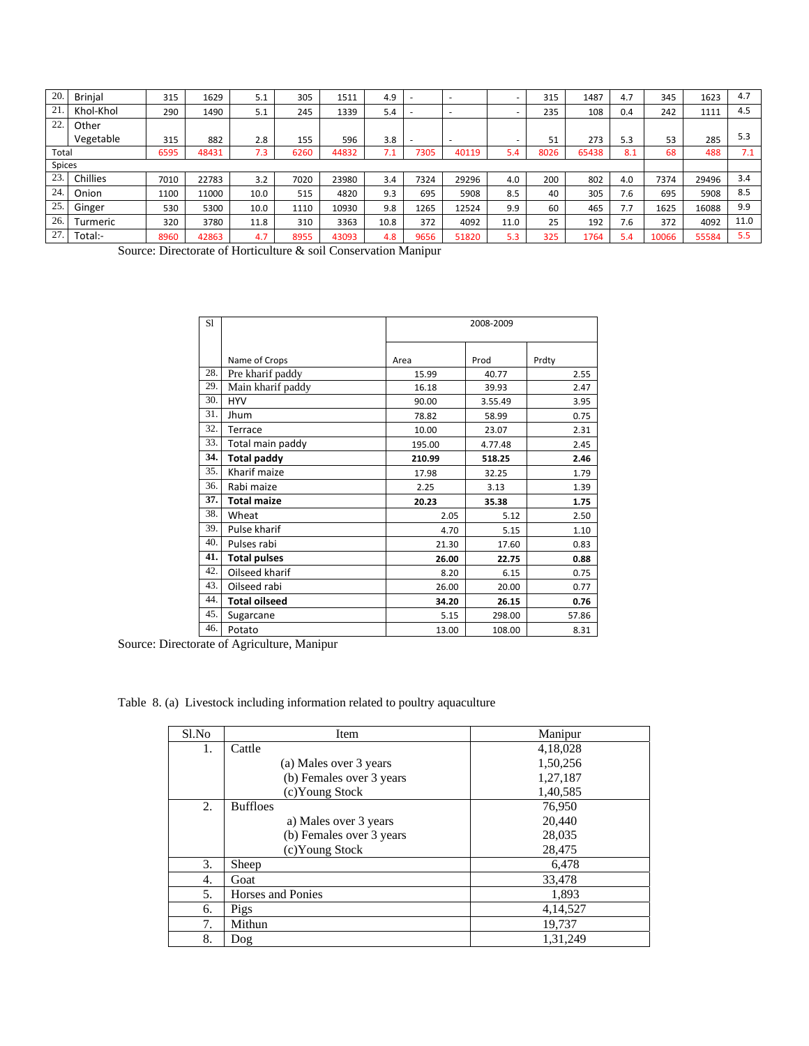| 20. | Brinjal | 315 | 1629 | 5.1 | 305 | 1511 | 4.9 | - | - | - | 315 | 1487 | 4.7 | 345 | 1623 | 4.7 |
|---|---|---|---|---|---|---|---|---|---|---|---|---|---|---|---|---|
| 21. | Khol-Khol | 290 | 1490 | 5.1 | 245 | 1339 | 5.4 | - | - | - | 235 | 108 | 0.4 | 242 | 1111 | 4.5 |
| 22. | Other Vegetable | 315 | 882 | 2.8 | 155 | 596 | 3.8 | - | - | - | 51 | 273 | 5.3 | 53 | 285 | 5.3 |
| Total | | 6595 | 48431 | 7.3 | 6260 | 44832 | 7.1 | 7305 | 40119 | 5.4 | 8026 | 65438 | 8.1 | 68 | 488 | 7.1 |
| Spices | | | | | | | | | | | | | | | | |
| 23. | Chillies | 7010 | 22783 | 3.2 | 7020 | 23980 | 3.4 | 7324 | 29296 | 4.0 | 200 | 802 | 4.0 | 7374 | 29496 | 3.4 |
| 24. | Onion | 1100 | 11000 | 10.0 | 515 | 4820 | 9.3 | 695 | 5908 | 8.5 | 40 | 305 | 7.6 | 695 | 5908 | 8.5 |
| 25. | Ginger | 530 | 5300 | 10.0 | 1110 | 10930 | 9.8 | 1265 | 12524 | 9.9 | 60 | 465 | 7.7 | 1625 | 16088 | 9.9 |
| 26. | Turmeric | 320 | 3780 | 11.8 | 310 | 3363 | 10.8 | 372 | 4092 | 11.0 | 25 | 192 | 7.6 | 372 | 4092 | 11.0 |
| 27. | Total:- | 8960 | 42863 | 4.7 | 8955 | 43093 | 4.8 | 9656 | 51820 | 5.3 | 325 | 1764 | 5.4 | 10066 | 55584 | 5.5 |

Source: Directorate of Horticulture & soil Conservation Manipur

| Sl | Name of Crops | 2008-2009 | | |
|---|---|---|---|---|
| | | Area | Prod | Prdty |
| 28. | Pre kharif paddy | 15.99 | 40.77 | 2.55 |
| 29. | Main kharif paddy | 16.18 | 39.93 | 2.47 |
| 30. | HYV | 90.00 | 3.55.49 | 3.95 |
| 31. | Jhum | 78.82 | 58.99 | 0.75 |
| 32. | Terrace | 10.00 | 23.07 | 2.31 |
| 33. | Total main paddy | 195.00 | 4.77.48 | 2.45 |
| **34.** | **Total paddy** | **210.99** | **518.25** | **2.46** |
| 35. | Kharif maize | 17.98 | 32.25 | 1.79 |
| 36. | Rabi maize | 2.25 | 3.13 | 1.39 |
| **37.** | **Total maize** | **20.23** | **35.38** | **1.75** |
| 38. | Wheat | 2.05 | 5.12 | 2.50 |
| 39. | Pulse kharif | 4.70 | 5.15 | 1.10 |
| 40. | Pulses rabi | 21.30 | 17.60 | 0.83 |
| **41.** | **Total pulses** | **26.00** | **22.75** | **0.88** |
| 42. | Oilseed kharif | 8.20 | 6.15 | 0.75 |
| 43. | Oilseed rabi | 26.00 | 20.00 | 0.77 |
| **44.** | **Total oilseed** | **34.20** | **26.15** | **0.76** |
| 45. | Sugarcane | 5.15 | 298.00 | 57.86 |
| 46. | Potato | 13.00 | 108.00 | 8.31 |

Source: Directorate of Agriculture, Manipur

Table 8. (a) Livestock including information related to poultry aquaculture

| Sl.No | Item | Manipur |
|---|---|---|
| 1. | Cattle | 4,18,028 |
| | (a) Males over 3 years | 1,50,256 |
| | (b) Females over 3 years | 1,27,187 |
| | (c)Young Stock | 1,40,585 |
| 2. | Buffloes | 76,950 |
| | a) Males over 3 years | 20,440 |
| | (b) Females over 3 years | 28,035 |
| | (c)Young Stock | 28,475 |
| 3. | Sheep | 6,478 |
| 4. | Goat | 33,478 |
| 5. | Horses and Ponies | 1,893 |
| 6. | Pigs | 4,14,527 |
| 7. | Mithun | 19,737 |
| 8. | Dog | 1,31,249 |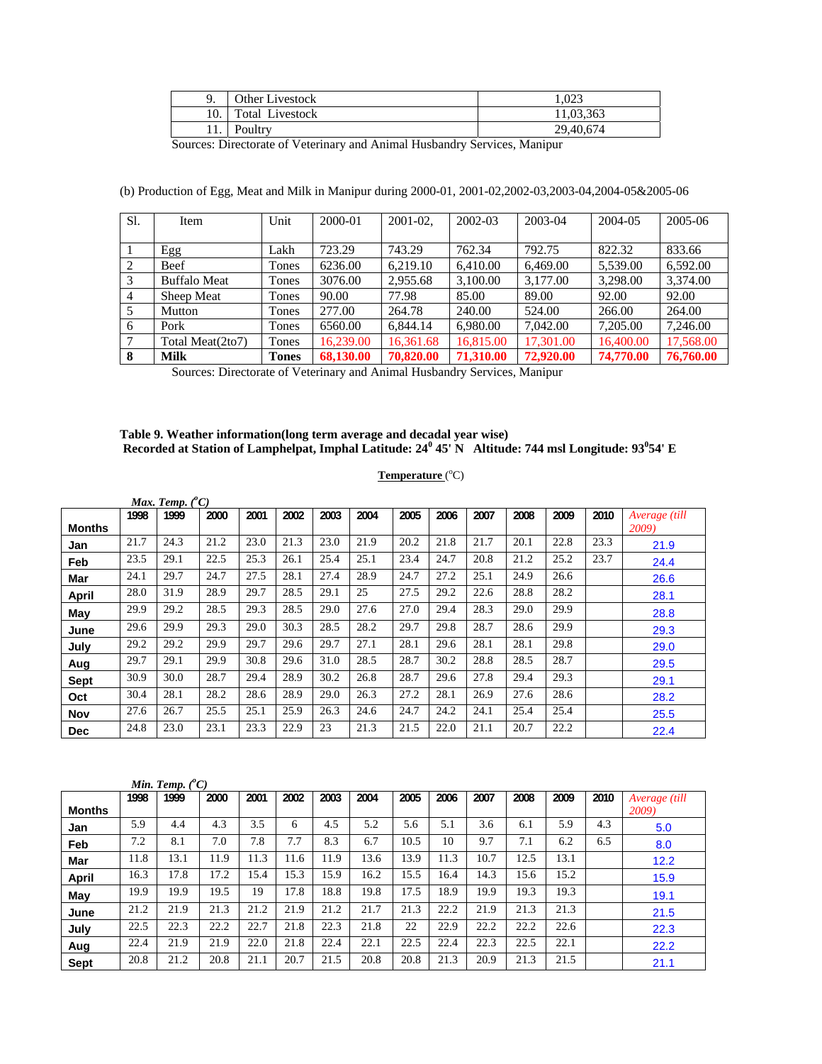| 9. | Other Livestock | 1,023 |
|---|---|---|
| 10. | Total Livestock | 11,03,363 |
| 11. | Poultry | 29,40,674 |

Sources: Directorate of Veterinary and Animal Husbandry Services, Manipur

(b) Production of Egg, Meat and Milk in Manipur during 2000-01, 2001-02,2002-03,2003-04,2004-05&2005-06

| Sl. | Item | Unit | 2000-01 | 2001-02, | 2002-03 | 2003-04 | 2004-05 | 2005-06 |
|---|---|---|---|---|---|---|---|---|
| 1 | Egg | Lakh | 723.29 | 743.29 | 762.34 | 792.75 | 822.32 | 833.66 |
| 2 | Beef | Tones | 6236.00 | 6,219.10 | 6,410.00 | 6,469.00 | 5,539.00 | 6,592.00 |
| 3 | Buffalo Meat | Tones | 3076.00 | 2,955.68 | 3,100.00 | 3,177.00 | 3,298.00 | 3,374.00 |
| 4 | Sheep Meat | Tones | 90.00 | 77.98 | 85.00 | 89.00 | 92.00 | 92.00 |
| 5 | Mutton | Tones | 277.00 | 264.78 | 240.00 | 524.00 | 266.00 | 264.00 |
| 6 | Pork | Tones | 6560.00 | 6,844.14 | 6,980.00 | 7,042.00 | 7,205.00 | 7,246.00 |
| 7 | Total Meat(2to7) | Tones | 16,239.00 | 16,361.68 | 16,815.00 | 17,301.00 | 16,400.00 | 17,568.00 |
| **8** | **Milk** | **Tones** | **68,130.00** | **70,820.00** | **71,310.00** | **72,920.00** | **74,770.00** | **76,760.00** |

Sources: Directorate of Veterinary and Animal Husbandry Services, Manipur

**Table 9. Weather information(long term average and decadal year wise)**
**Recorded at Station of Lamphelpat, Imphal Latitude: 24$^0$ 45' N Altitude: 744 msl Longitude: 93$^0$54' E**

**Temperature** (°C)

*Max. Temp. (°C)*

| Months | 1998 | 1999 | 2000 | 2001 | 2002 | 2003 | 2004 | 2005 | 2006 | 2007 | 2008 | 2009 | 2010 | *Average (till 2009)* |
|---|---|---|---|---|---|---|---|---|---|---|---|---|---|---|
| Jan | 21.7 | 24.3 | 21.2 | 23.0 | 21.3 | 23.0 | 21.9 | 20.2 | 21.8 | 21.7 | 20.1 | 22.8 | 23.3 | 21.9 |
| Feb | 23.5 | 29.1 | 22.5 | 25.3 | 26.1 | 25.4 | 25.1 | 23.4 | 24.7 | 20.8 | 21.2 | 25.2 | 23.7 | 24.4 |
| Mar | 24.1 | 29.7 | 24.7 | 27.5 | 28.1 | 27.4 | 28.9 | 24.7 | 27.2 | 25.1 | 24.9 | 26.6 | | 26.6 |
| April | 28.0 | 31.9 | 28.9 | 29.7 | 28.5 | 29.1 | 25 | 27.5 | 29.2 | 22.6 | 28.8 | 28.2 | | 28.1 |
| May | 29.9 | 29.2 | 28.5 | 29.3 | 28.5 | 29.0 | 27.6 | 27.0 | 29.4 | 28.3 | 29.0 | 29.9 | | 28.8 |
| June | 29.6 | 29.9 | 29.3 | 29.0 | 30.3 | 28.5 | 28.2 | 29.7 | 29.8 | 28.7 | 28.6 | 29.9 | | 29.3 |
| July | 29.2 | 29.2 | 29.9 | 29.7 | 29.6 | 29.7 | 27.1 | 28.1 | 29.6 | 28.1 | 28.1 | 29.8 | | 29.0 |
| Aug | 29.7 | 29.1 | 29.9 | 30.8 | 29.6 | 31.0 | 28.5 | 28.7 | 30.2 | 28.8 | 28.5 | 28.7 | | 29.5 |
| Sept | 30.9 | 30.0 | 28.7 | 29.4 | 28.9 | 30.2 | 26.8 | 28.7 | 29.6 | 27.8 | 29.4 | 29.3 | | 29.1 |
| Oct | 30.4 | 28.1 | 28.2 | 28.6 | 28.9 | 29.0 | 26.3 | 27.2 | 28.1 | 26.9 | 27.6 | 28.6 | | 28.2 |
| Nov | 27.6 | 26.7 | 25.5 | 25.1 | 25.9 | 26.3 | 24.6 | 24.7 | 24.2 | 24.1 | 25.4 | 25.4 | | 25.5 |
| Dec | 24.8 | 23.0 | 23.1 | 23.3 | 22.9 | 23 | 21.3 | 21.5 | 22.0 | 21.1 | 20.7 | 22.2 | | 22.4 |

*Min. Temp. (°C)*

| Months | 1998 | 1999 | 2000 | 2001 | 2002 | 2003 | 2004 | 2005 | 2006 | 2007 | 2008 | 2009 | 2010 | *Average (till 2009)* |
|---|---|---|---|---|---|---|---|---|---|---|---|---|---|---|
| Jan | 5.9 | 4.4 | 4.3 | 3.5 | 6 | 4.5 | 5.2 | 5.6 | 5.1 | 3.6 | 6.1 | 5.9 | 4.3 | 5.0 |
| Feb | 7.2 | 8.1 | 7.0 | 7.8 | 7.7 | 8.3 | 6.7 | 10.5 | 10 | 9.7 | 7.1 | 6.2 | 6.5 | 8.0 |
| Mar | 11.8 | 13.1 | 11.9 | 11.3 | 11.6 | 11.9 | 13.6 | 13.9 | 11.3 | 10.7 | 12.5 | 13.1 | | 12.2 |
| April | 16.3 | 17.8 | 17.2 | 15.4 | 15.3 | 15.9 | 16.2 | 15.5 | 16.4 | 14.3 | 15.6 | 15.2 | | 15.9 |
| May | 19.9 | 19.9 | 19.5 | 19 | 17.8 | 18.8 | 19.8 | 17.5 | 18.9 | 19.9 | 19.3 | 19.3 | | 19.1 |
| June | 21.2 | 21.9 | 21.3 | 21.2 | 21.9 | 21.2 | 21.7 | 21.3 | 22.2 | 21.9 | 21.3 | 21.3 | | 21.5 |
| July | 22.5 | 22.3 | 22.2 | 22.7 | 21.8 | 22.3 | 21.8 | 22 | 22.9 | 22.2 | 22.2 | 22.6 | | 22.3 |
| Aug | 22.4 | 21.9 | 21.9 | 22.0 | 21.8 | 22.4 | 22.1 | 22.5 | 22.4 | 22.3 | 22.5 | 22.1 | | 22.2 |
| Sept | 20.8 | 21.2 | 20.8 | 21.1 | 20.7 | 21.5 | 20.8 | 20.8 | 21.3 | 20.9 | 21.3 | 21.5 | | 21.1 |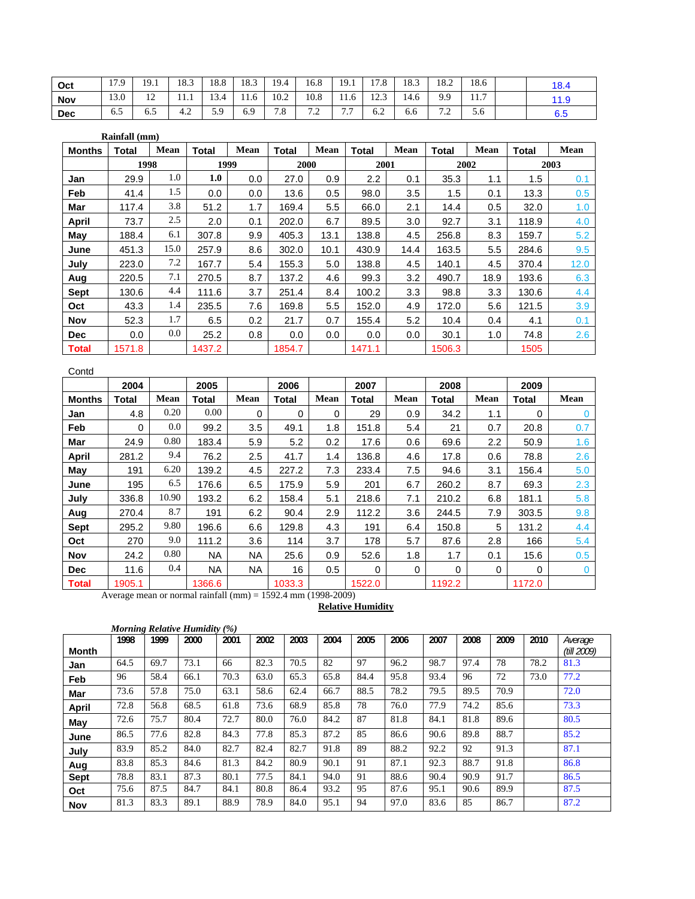| Oct | 17.9 | 19.1 | 18.3 | 18.8 | 18.3 | 19.4 | 16.8 | 19.1 | 17.8 | 18.3 | 18.2 | 18.6 | | 18.4 |
|---|---|---|---|---|---|---|---|---|---|---|---|---|---|---|
| Nov | 13.0 | 12 | 11.1 | 13.4 | 11.6 | 10.2 | 10.8 | 11.6 | 12.3 | 14.6 | 9.9 | 11.7 | | 11.9 |
| Dec | 6.5 | 6.5 | 4.2 | 5.9 | 6.9 | 7.8 | 7.2 | 7.7 | 6.2 | 6.6 | 7.2 | 5.6 | | 6.5 |

**Rainfall (mm)**

| Months | Total | Mean | Total | Mean | Total | Mean | Total | Mean | Total | Mean | Total | Mean |
|---|---|---|---|---|---|---|---|---|---|---|---|---|
| | 1998 | | 1999 | | 2000 | | 2001 | | 2002 | | 2003 | |
| Jan | 29.9 | 1.0 | 1.0 | 0.0 | 27.0 | 0.9 | 2.2 | 0.1 | 35.3 | 1.1 | 1.5 | 0.1 |
| Feb | 41.4 | 1.5 | 0.0 | 0.0 | 13.6 | 0.5 | 98.0 | 3.5 | 1.5 | 0.1 | 13.3 | 0.5 |
| Mar | 117.4 | 3.8 | 51.2 | 1.7 | 169.4 | 5.5 | 66.0 | 2.1 | 14.4 | 0.5 | 32.0 | 1.0 |
| April | 73.7 | 2.5 | 2.0 | 0.1 | 202.0 | 6.7 | 89.5 | 3.0 | 92.7 | 3.1 | 118.9 | 4.0 |
| May | 188.4 | 6.1 | 307.8 | 9.9 | 405.3 | 13.1 | 138.8 | 4.5 | 256.8 | 8.3 | 159.7 | 5.2 |
| June | 451.3 | 15.0 | 257.9 | 8.6 | 302.0 | 10.1 | 430.9 | 14.4 | 163.5 | 5.5 | 284.6 | 9.5 |
| July | 223.0 | 7.2 | 167.7 | 5.4 | 155.3 | 5.0 | 138.8 | 4.5 | 140.1 | 4.5 | 370.4 | 12.0 |
| Aug | 220.5 | 7.1 | 270.5 | 8.7 | 137.2 | 4.6 | 99.3 | 3.2 | 490.7 | 18.9 | 193.6 | 6.3 |
| Sept | 130.6 | 4.4 | 111.6 | 3.7 | 251.4 | 8.4 | 100.2 | 3.3 | 98.8 | 3.3 | 130.6 | 4.4 |
| Oct | 43.3 | 1.4 | 235.5 | 7.6 | 169.8 | 5.5 | 152.0 | 4.9 | 172.0 | 5.6 | 121.5 | 3.9 |
| Nov | 52.3 | 1.7 | 6.5 | 0.2 | 21.7 | 0.7 | 155.4 | 5.2 | 10.4 | 0.4 | 4.1 | 0.1 |
| Dec | 0.0 | 0.0 | 25.2 | 0.8 | 0.0 | 0.0 | 0.0 | 0.0 | 30.1 | 1.0 | 74.8 | 2.6 |
| Total | 1571.8 | | 1437.2 | | 1854.7 | | 1471.1 | | 1506.3 | | 1505 | |

Contd

| | 2004 | | 2005 | | 2006 | | 2007 | | 2008 | | 2009 | |
|---|---|---|---|---|---|---|---|---|---|---|---|---|
| Months | Total | Mean | Total | Mean | Total | Mean | Total | Mean | Total | Mean | Total | Mean |
| Jan | 4.8 | 0.20 | 0.00 | 0 | 0 | 0 | 29 | 0.9 | 34.2 | 1.1 | 0 | 0 |
| Feb | 0 | 0.0 | 99.2 | 3.5 | 49.1 | 1.8 | 151.8 | 5.4 | 21 | 0.7 | 20.8 | 0.7 |
| Mar | 24.9 | 0.80 | 183.4 | 5.9 | 5.2 | 0.2 | 17.6 | 0.6 | 69.6 | 2.2 | 50.9 | 1.6 |
| April | 281.2 | 9.4 | 76.2 | 2.5 | 41.7 | 1.4 | 136.8 | 4.6 | 17.8 | 0.6 | 78.8 | 2.6 |
| May | 191 | 6.20 | 139.2 | 4.5 | 227.2 | 7.3 | 233.4 | 7.5 | 94.6 | 3.1 | 156.4 | 5.0 |
| June | 195 | 6.5 | 176.6 | 6.5 | 175.9 | 5.9 | 201 | 6.7 | 260.2 | 8.7 | 69.3 | 2.3 |
| July | 336.8 | 10.90 | 193.2 | 6.2 | 158.4 | 5.1 | 218.6 | 7.1 | 210.2 | 6.8 | 181.1 | 5.8 |
| Aug | 270.4 | 8.7 | 191 | 6.2 | 90.4 | 2.9 | 112.2 | 3.6 | 244.5 | 7.9 | 303.5 | 9.8 |
| Sept | 295.2 | 9.80 | 196.6 | 6.6 | 129.8 | 4.3 | 191 | 6.4 | 150.8 | 5 | 131.2 | 4.4 |
| Oct | 270 | 9.0 | 111.2 | 3.6 | 114 | 3.7 | 178 | 5.7 | 87.6 | 2.8 | 166 | 5.4 |
| Nov | 24.2 | 0.80 | NA | NA | 25.6 | 0.9 | 52.6 | 1.8 | 1.7 | 0.1 | 15.6 | 0.5 |
| Dec | 11.6 | 0.4 | NA | NA | 16 | 0.5 | 0 | 0 | 0 | 0 | 0 | 0 |
| Total | 1905.1 | | 1366.6 | | 1033.3 | | 1522.0 | | 1192.2 | | 1172.0 | |

Average mean or normal rainfall (mm) = 1592.4 mm (1998-2009)

**Relative Humidity**

*Morning Relative Humidity (%)*

| Month | 1998 | 1999 | 2000 | 2001 | 2002 | 2003 | 2004 | 2005 | 2006 | 2007 | 2008 | 2009 | 2010 | Average (till 2009) |
|---|---|---|---|---|---|---|---|---|---|---|---|---|---|---|
| Jan | 64.5 | 69.7 | 73.1 | 66 | 82.3 | 70.5 | 82 | 97 | 96.2 | 98.7 | 97.4 | 78 | 78.2 | 81.3 |
| Feb | 96 | 58.4 | 66.1 | 70.3 | 63.0 | 65.3 | 65.8 | 84.4 | 95.8 | 93.4 | 96 | 72 | 73.0 | 77.2 |
| Mar | 73.6 | 57.8 | 75.0 | 63.1 | 58.6 | 62.4 | 66.7 | 88.5 | 78.2 | 79.5 | 89.5 | 70.9 | | 72.0 |
| April | 72.8 | 56.8 | 68.5 | 61.8 | 73.6 | 68.9 | 85.8 | 78 | 76.0 | 77.9 | 74.2 | 85.6 | | 73.3 |
| May | 72.6 | 75.7 | 80.4 | 72.7 | 80.0 | 76.0 | 84.2 | 87 | 81.8 | 84.1 | 81.8 | 89.6 | | 80.5 |
| June | 86.5 | 77.6 | 82.8 | 84.3 | 77.8 | 85.3 | 87.2 | 85 | 86.6 | 90.6 | 89.8 | 88.7 | | 85.2 |
| July | 83.9 | 85.2 | 84.0 | 82.7 | 82.4 | 82.7 | 91.8 | 89 | 88.2 | 92.2 | 92 | 91.3 | | 87.1 |
| Aug | 83.8 | 85.3 | 84.6 | 81.3 | 84.2 | 80.9 | 90.1 | 91 | 87.1 | 92.3 | 88.7 | 91.8 | | 86.8 |
| Sept | 78.8 | 83.1 | 87.3 | 80.1 | 77.5 | 84.1 | 94.0 | 91 | 88.6 | 90.4 | 90.9 | 91.7 | | 86.5 |
| Oct | 75.6 | 87.5 | 84.7 | 84.1 | 80.8 | 86.4 | 93.2 | 95 | 87.6 | 95.1 | 90.6 | 89.9 | | 87.5 |
| Nov | 81.3 | 83.3 | 89.1 | 88.9 | 78.9 | 84.0 | 95.1 | 94 | 97.0 | 83.6 | 85 | 86.7 | | 87.2 |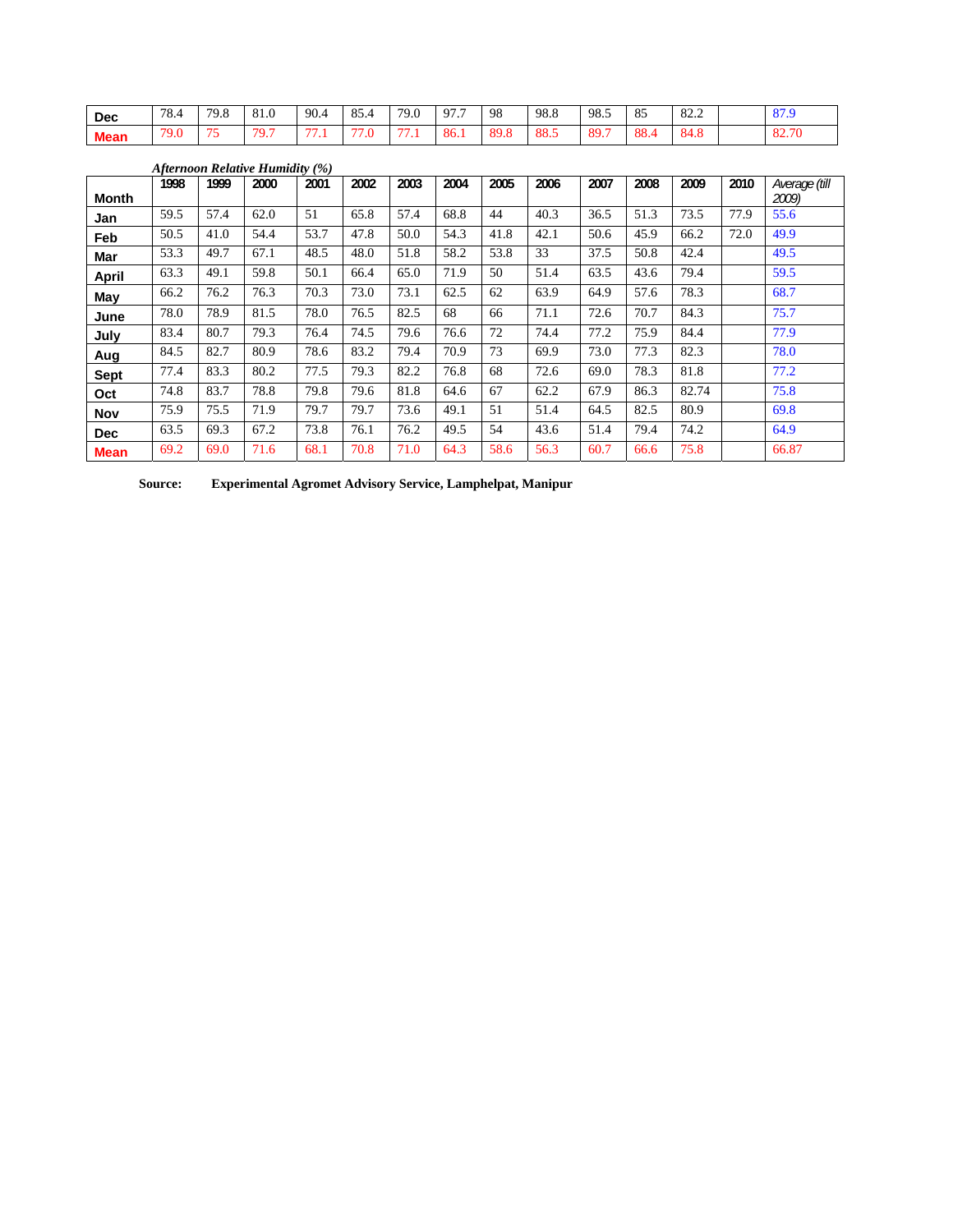| | | | | | | | | | | | | | | |
|---|---|---|---|---|---|---|---|---|---|---|---|---|---|---|
| Dec | 78.4 | 79.8 | 81.0 | 90.4 | 85.4 | 79.0 | 97.7 | 98 | 98.8 | 98.5 | 85 | 82.2 | | 87.9 |
| Mean | 79.0 | 75 | 79.7 | 77.1 | 77.0 | 77.1 | 86.1 | 89.8 | 88.5 | 89.7 | 88.4 | 84.8 | | 82.70 |

*Afternoon Relative Humidity (%)*

| Month | 1998 | 1999 | 2000 | 2001 | 2002 | 2003 | 2004 | 2005 | 2006 | 2007 | 2008 | 2009 | 2010 | *Average (till 2009)* |
|---|---|---|---|---|---|---|---|---|---|---|---|---|---|---|
| Jan | 59.5 | 57.4 | 62.0 | 51 | 65.8 | 57.4 | 68.8 | 44 | 40.3 | 36.5 | 51.3 | 73.5 | 77.9 | 55.6 |
| Feb | 50.5 | 41.0 | 54.4 | 53.7 | 47.8 | 50.0 | 54.3 | 41.8 | 42.1 | 50.6 | 45.9 | 66.2 | 72.0 | 49.9 |
| Mar | 53.3 | 49.7 | 67.1 | 48.5 | 48.0 | 51.8 | 58.2 | 53.8 | 33 | 37.5 | 50.8 | 42.4 | | 49.5 |
| April | 63.3 | 49.1 | 59.8 | 50.1 | 66.4 | 65.0 | 71.9 | 50 | 51.4 | 63.5 | 43.6 | 79.4 | | 59.5 |
| May | 66.2 | 76.2 | 76.3 | 70.3 | 73.0 | 73.1 | 62.5 | 62 | 63.9 | 64.9 | 57.6 | 78.3 | | 68.7 |
| June | 78.0 | 78.9 | 81.5 | 78.0 | 76.5 | 82.5 | 68 | 66 | 71.1 | 72.6 | 70.7 | 84.3 | | 75.7 |
| July | 83.4 | 80.7 | 79.3 | 76.4 | 74.5 | 79.6 | 76.6 | 72 | 74.4 | 77.2 | 75.9 | 84.4 | | 77.9 |
| Aug | 84.5 | 82.7 | 80.9 | 78.6 | 83.2 | 79.4 | 70.9 | 73 | 69.9 | 73.0 | 77.3 | 82.3 | | 78.0 |
| Sept | 77.4 | 83.3 | 80.2 | 77.5 | 79.3 | 82.2 | 76.8 | 68 | 72.6 | 69.0 | 78.3 | 81.8 | | 77.2 |
| Oct | 74.8 | 83.7 | 78.8 | 79.8 | 79.6 | 81.8 | 64.6 | 67 | 62.2 | 67.9 | 86.3 | 82.74 | | 75.8 |
| Nov | 75.9 | 75.5 | 71.9 | 79.7 | 79.7 | 73.6 | 49.1 | 51 | 51.4 | 64.5 | 82.5 | 80.9 | | 69.8 |
| Dec | 63.5 | 69.3 | 67.2 | 73.8 | 76.1 | 76.2 | 49.5 | 54 | 43.6 | 51.4 | 79.4 | 74.2 | | 64.9 |
| Mean | 69.2 | 69.0 | 71.6 | 68.1 | 70.8 | 71.0 | 64.3 | 58.6 | 56.3 | 60.7 | 66.6 | 75.8 | | 66.87 |

**Source: Experimental Agromet Advisory Service, Lamphelpat, Manipur**